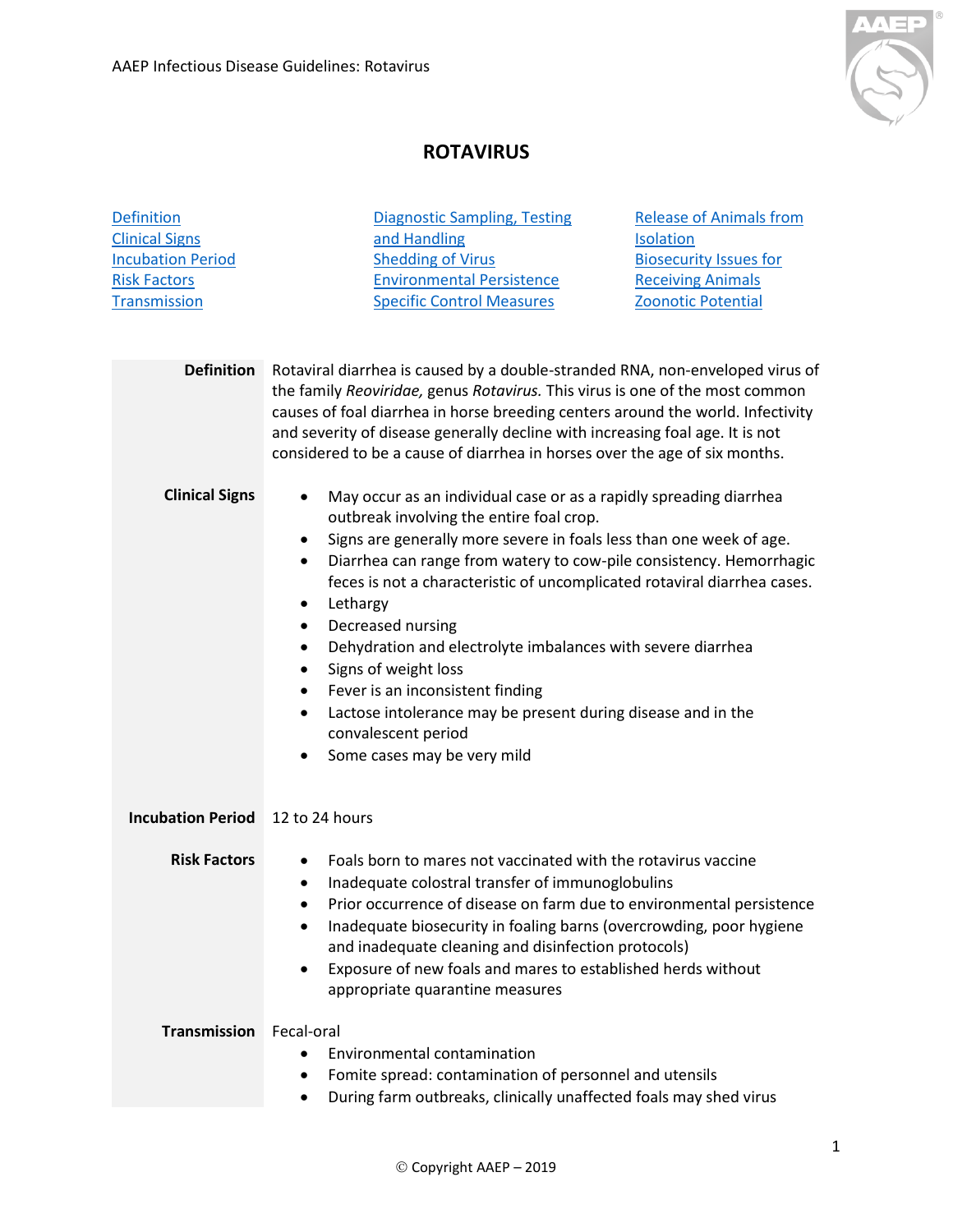# ROTAVIRUS

- Definition
- Clinical Signs
- Incubation Period
- Risk Factors
- Transmission
- Diagnostic Sampling, Testing and Handling
- Shedding of Virus
- Environmental Persistence
- Specific Control Measures
- Release of Animals from Isolation
- Biosecurity Issues for Receiving Animals
- Zoonotic Potential

## Definition

Rotaviral diarrhea is caused by a double-stranded RNA, non-enveloped virus of the family *Reoviridae,* genus *Rotavirus.* This virus is one of the most common causes of foal diarrhea in horse breeding centers around the world. Infectivity and severity of disease generally decline with increasing foal age. It is not considered to be a cause of diarrhea in horses over the age of six months.

## Clinical Signs

- May occur as an individual case or as a rapidly spreading diarrhea outbreak involving the entire foal crop.
- Signs are generally more severe in foals less than one week of age.
- Diarrhea can range from watery to cow-pile consistency. Hemorrhagic feces is not a characteristic of uncomplicated rotaviral diarrhea cases.
- Lethargy
- Decreased nursing
- Dehydration and electrolyte imbalances with severe diarrhea
- Signs of weight loss
- Fever is an inconsistent finding
- Lactose intolerance may be present during disease and in the convalescent period
- Some cases may be very mild

## Incubation Period

12 to 24 hours

## Risk Factors

- Foals born to mares not vaccinated with the rotavirus vaccine
- Inadequate colostral transfer of immunoglobulins
- Prior occurrence of disease on farm due to environmental persistence
- Inadequate biosecurity in foaling barns (overcrowding, poor hygiene and inadequate cleaning and disinfection protocols)
- Exposure of new foals and mares to established herds without appropriate quarantine measures

## Transmission

Fecal-oral

- Environmental contamination
- Fomite spread: contamination of personnel and utensils
- During farm outbreaks, clinically unaffected foals may shed virus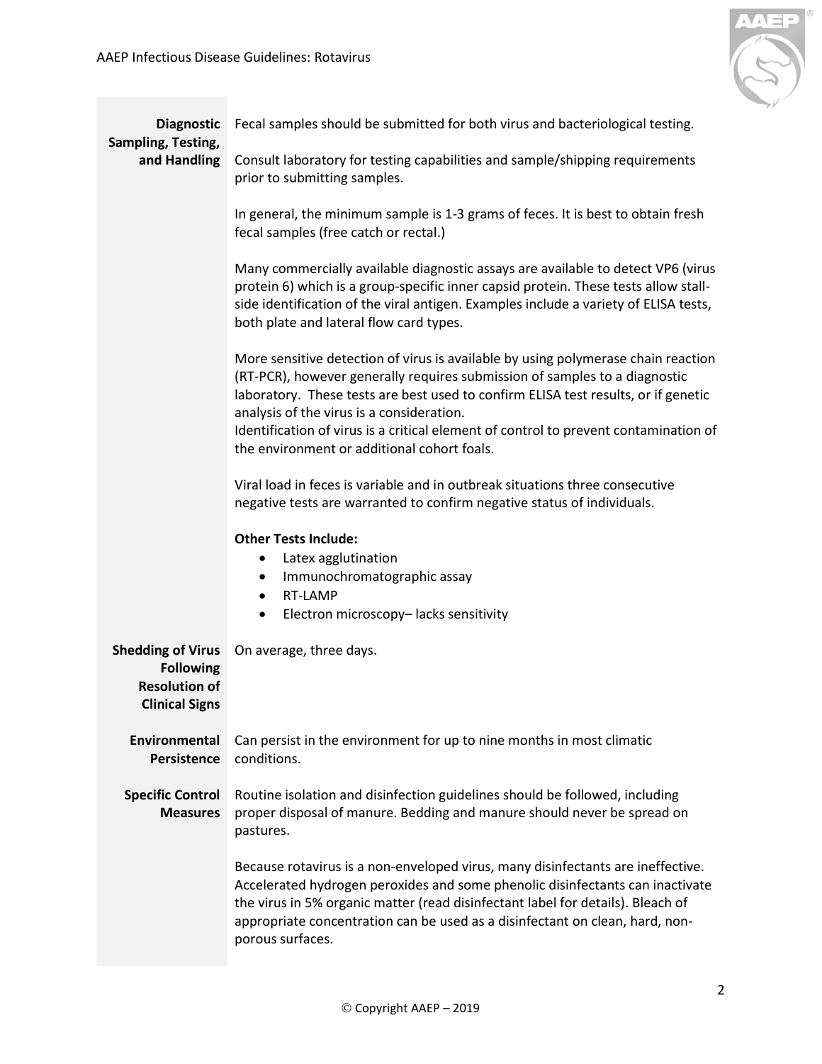| | |
|---|---|
| **Diagnostic Sampling, Testing, and Handling** | Fecal samples should be submitted for both virus and bacteriological testing.<br><br>Consult laboratory for testing capabilities and sample/shipping requirements prior to submitting samples.<br><br>In general, the minimum sample is 1-3 grams of feces. It is best to obtain fresh fecal samples (free catch or rectal.)<br><br>Many commercially available diagnostic assays are available to detect VP6 (virus protein 6) which is a group-specific inner capsid protein. These tests allow stall-side identification of the viral antigen. Examples include a variety of ELISA tests, both plate and lateral flow card types.<br><br>More sensitive detection of virus is available by using polymerase chain reaction (RT-PCR), however generally requires submission of samples to a diagnostic laboratory. These tests are best used to confirm ELISA test results, or if genetic analysis of the virus is a consideration.<br>Identification of virus is a critical element of control to prevent contamination of the environment or additional cohort foals.<br><br>Viral load in feces is variable and in outbreak situations three consecutive negative tests are warranted to confirm negative status of individuals.<br><br>**Other Tests Include:**<br>• Latex agglutination<br>• Immunochromatographic assay<br>• RT-LAMP<br>• Electron microscopy– lacks sensitivity |
| **Shedding of Virus Following Resolution of Clinical Signs** | On average, three days. |
| **Environmental Persistence** | Can persist in the environment for up to nine months in most climatic conditions. |
| **Specific Control Measures** | Routine isolation and disinfection guidelines should be followed, including proper disposal of manure. Bedding and manure should never be spread on pastures.<br><br>Because rotavirus is a non-enveloped virus, many disinfectants are ineffective. Accelerated hydrogen peroxides and some phenolic disinfectants can inactivate the virus in 5% organic matter (read disinfectant label for details). Bleach of appropriate concentration can be used as a disinfectant on clean, hard, non-porous surfaces. |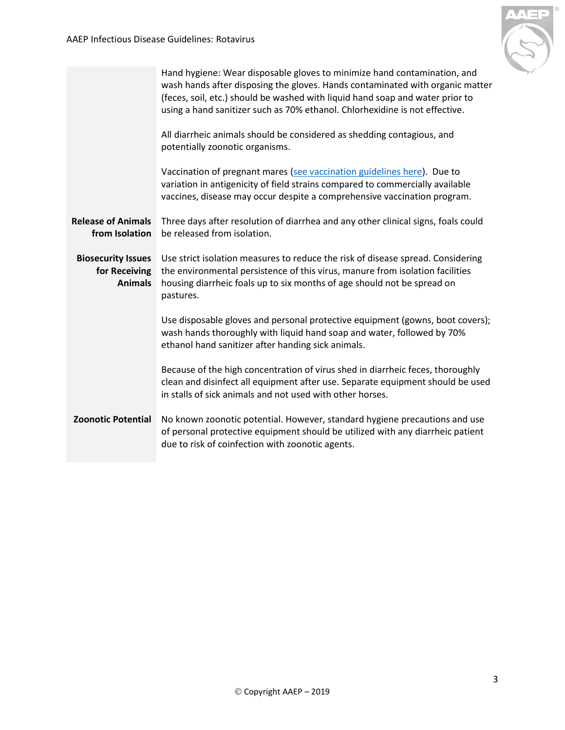| | |
|---|---|
| | Hand hygiene: Wear disposable gloves to minimize hand contamination, and wash hands after disposing the gloves. Hands contaminated with organic matter (feces, soil, etc.) should be washed with liquid hand soap and water prior to using a hand sanitizer such as 70% ethanol. Chlorhexidine is not effective.<br><br>All diarrheic animals should be considered as shedding contagious, and potentially zoonotic organisms.<br><br>Vaccination of pregnant mares (see vaccination guidelines here). Due to variation in antigenicity of field strains compared to commercially available vaccines, disease may occur despite a comprehensive vaccination program. |
| **Release of Animals from Isolation** | Three days after resolution of diarrhea and any other clinical signs, foals could be released from isolation. |
| **Biosecurity Issues for Receiving Animals** | Use strict isolation measures to reduce the risk of disease spread. Considering the environmental persistence of this virus, manure from isolation facilities housing diarrheic foals up to six months of age should not be spread on pastures.<br><br>Use disposable gloves and personal protective equipment (gowns, boot covers); wash hands thoroughly with liquid hand soap and water, followed by 70% ethanol hand sanitizer after handing sick animals.<br><br>Because of the high concentration of virus shed in diarrheic feces, thoroughly clean and disinfect all equipment after use. Separate equipment should be used in stalls of sick animals and not used with other horses. |
| **Zoonotic Potential** | No known zoonotic potential. However, standard hygiene precautions and use of personal protective equipment should be utilized with any diarrheic patient due to risk of coinfection with zoonotic agents. |

© Copyright AAEP – 2019